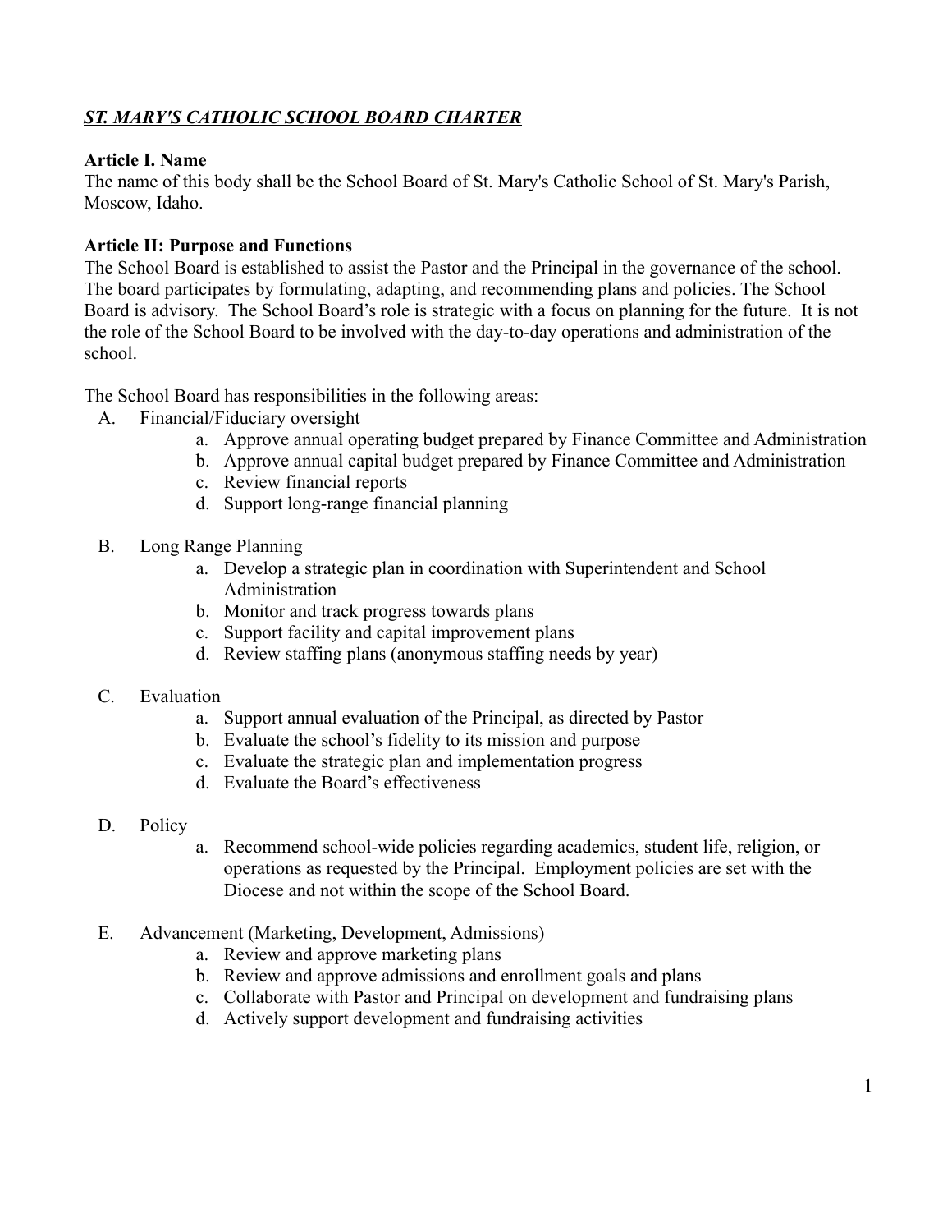# ***ST. MARY'S CATHOLIC SCHOOL BOARD CHARTER***

## Article I. Name

The name of this body shall be the School Board of St. Mary's Catholic School of St. Mary's Parish, Moscow, Idaho.

## Article II: Purpose and Functions

The School Board is established to assist the Pastor and the Principal in the governance of the school. The board participates by formulating, adapting, and recommending plans and policies. The School Board is advisory. The School Board's role is strategic with a focus on planning for the future. It is not the role of the School Board to be involved with the day-to-day operations and administration of the school.

The School Board has responsibilities in the following areas:

A. Financial/Fiduciary oversight
   a. Approve annual operating budget prepared by Finance Committee and Administration
   b. Approve annual capital budget prepared by Finance Committee and Administration
   c. Review financial reports
   d. Support long-range financial planning

B. Long Range Planning
   a. Develop a strategic plan in coordination with Superintendent and School Administration
   b. Monitor and track progress towards plans
   c. Support facility and capital improvement plans
   d. Review staffing plans (anonymous staffing needs by year)

C. Evaluation
   a. Support annual evaluation of the Principal, as directed by Pastor
   b. Evaluate the school's fidelity to its mission and purpose
   c. Evaluate the strategic plan and implementation progress
   d. Evaluate the Board's effectiveness

D. Policy
   a. Recommend school-wide policies regarding academics, student life, religion, or operations as requested by the Principal. Employment policies are set with the Diocese and not within the scope of the School Board.

E. Advancement (Marketing, Development, Admissions)
   a. Review and approve marketing plans
   b. Review and approve admissions and enrollment goals and plans
   c. Collaborate with Pastor and Principal on development and fundraising plans
   d. Actively support development and fundraising activities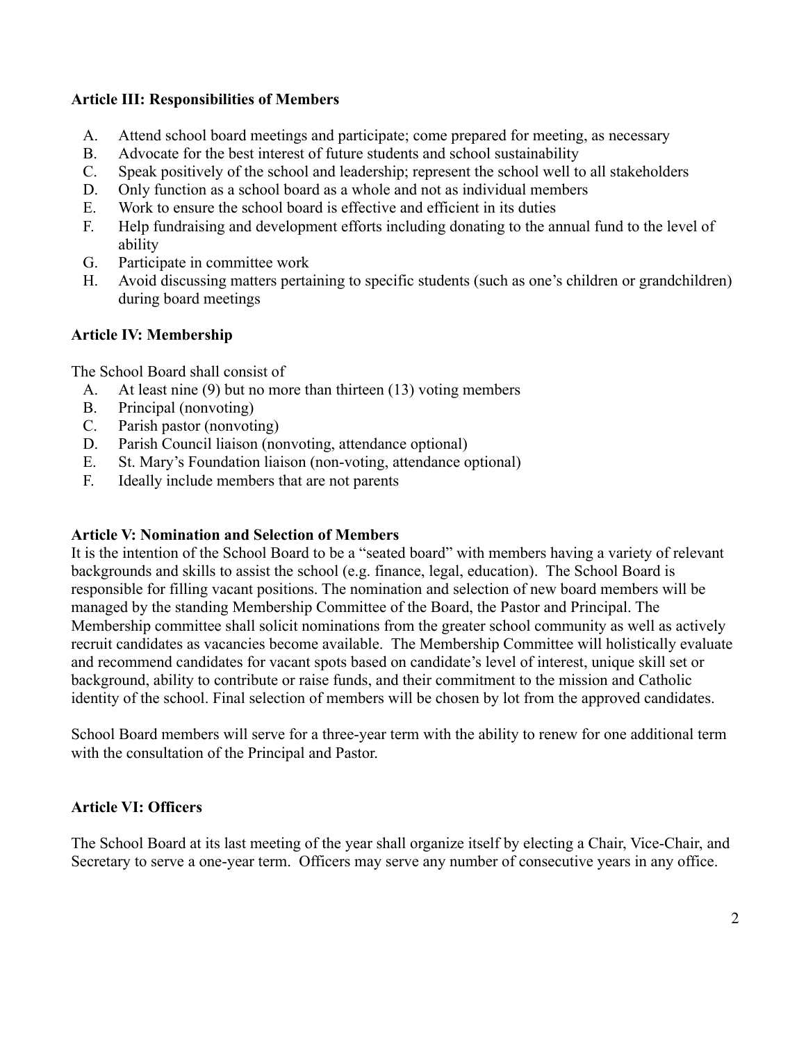**Article III: Responsibilities of Members**

A. Attend school board meetings and participate; come prepared for meeting, as necessary
B. Advocate for the best interest of future students and school sustainability
C. Speak positively of the school and leadership; represent the school well to all stakeholders
D. Only function as a school board as a whole and not as individual members
E. Work to ensure the school board is effective and efficient in its duties
F. Help fundraising and development efforts including donating to the annual fund to the level of ability
G. Participate in committee work
H. Avoid discussing matters pertaining to specific students (such as one's children or grandchildren) during board meetings

**Article IV: Membership**

The School Board shall consist of

A. At least nine (9) but no more than thirteen (13) voting members
B. Principal (nonvoting)
C. Parish pastor (nonvoting)
D. Parish Council liaison (nonvoting, attendance optional)
E. St. Mary's Foundation liaison (non-voting, attendance optional)
F. Ideally include members that are not parents

**Article V: Nomination and Selection of Members**

It is the intention of the School Board to be a "seated board" with members having a variety of relevant backgrounds and skills to assist the school (e.g. finance, legal, education). The School Board is responsible for filling vacant positions. The nomination and selection of new board members will be managed by the standing Membership Committee of the Board, the Pastor and Principal. The Membership committee shall solicit nominations from the greater school community as well as actively recruit candidates as vacancies become available. The Membership Committee will holistically evaluate and recommend candidates for vacant spots based on candidate's level of interest, unique skill set or background, ability to contribute or raise funds, and their commitment to the mission and Catholic identity of the school. Final selection of members will be chosen by lot from the approved candidates.

School Board members will serve for a three-year term with the ability to renew for one additional term with the consultation of the Principal and Pastor.

**Article VI: Officers**

The School Board at its last meeting of the year shall organize itself by electing a Chair, Vice-Chair, and Secretary to serve a one-year term. Officers may serve any number of consecutive years in any office.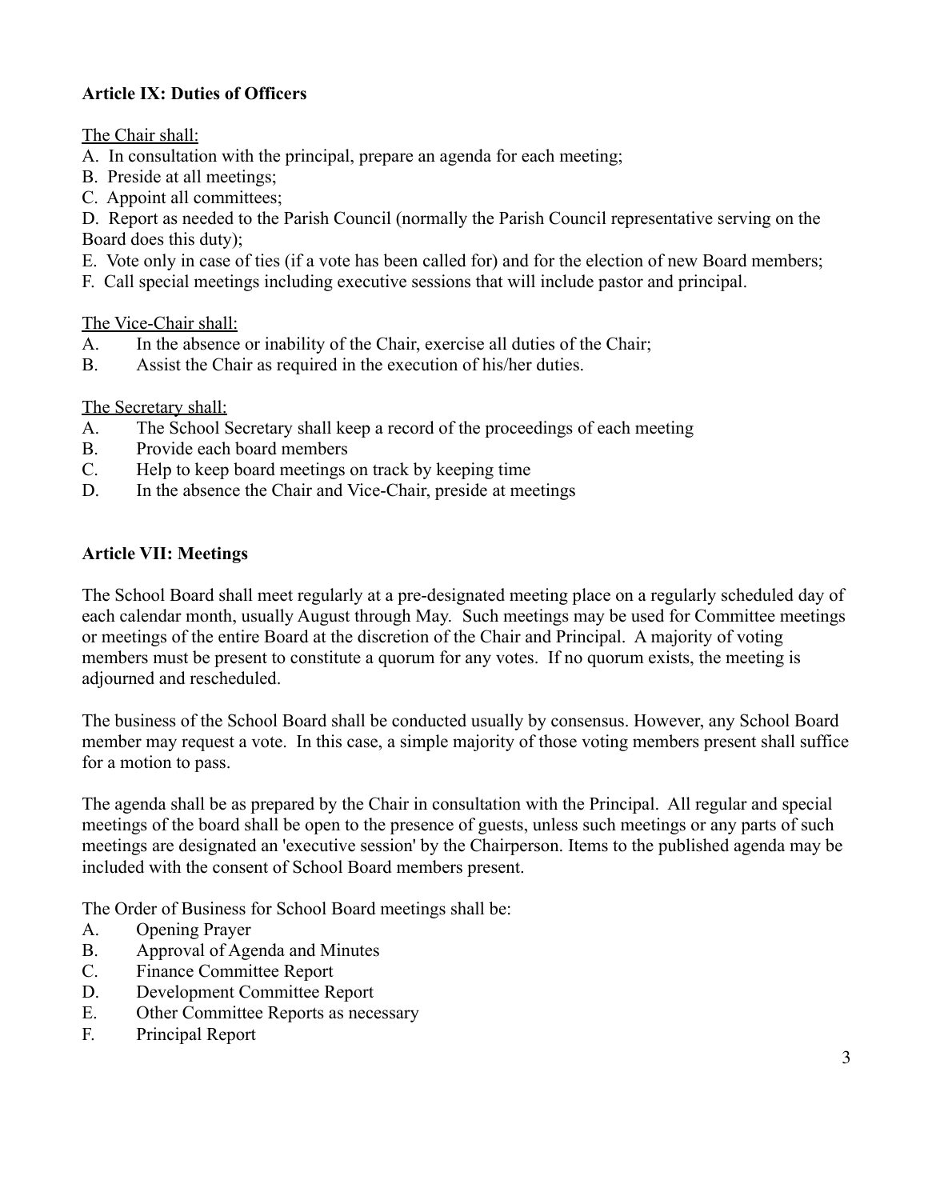**Article IX: Duties of Officers**

The Chair shall:

A. In consultation with the principal, prepare an agenda for each meeting;
B. Preside at all meetings;
C. Appoint all committees;
D. Report as needed to the Parish Council (normally the Parish Council representative serving on the Board does this duty);
E. Vote only in case of ties (if a vote has been called for) and for the election of new Board members;
F. Call special meetings including executive sessions that will include pastor and principal.

The Vice-Chair shall:

A. In the absence or inability of the Chair, exercise all duties of the Chair;
B. Assist the Chair as required in the execution of his/her duties.

The Secretary shall:

A. The School Secretary shall keep a record of the proceedings of each meeting
B. Provide each board members
C. Help to keep board meetings on track by keeping time
D. In the absence the Chair and Vice-Chair, preside at meetings

**Article VII: Meetings**

The School Board shall meet regularly at a pre-designated meeting place on a regularly scheduled day of each calendar month, usually August through May. Such meetings may be used for Committee meetings or meetings of the entire Board at the discretion of the Chair and Principal. A majority of voting members must be present to constitute a quorum for any votes. If no quorum exists, the meeting is adjourned and rescheduled.

The business of the School Board shall be conducted usually by consensus. However, any School Board member may request a vote. In this case, a simple majority of those voting members present shall suffice for a motion to pass.

The agenda shall be as prepared by the Chair in consultation with the Principal. All regular and special meetings of the board shall be open to the presence of guests, unless such meetings or any parts of such meetings are designated an 'executive session' by the Chairperson. Items to the published agenda may be included with the consent of School Board members present.

The Order of Business for School Board meetings shall be:

A. Opening Prayer
B. Approval of Agenda and Minutes
C. Finance Committee Report
D. Development Committee Report
E. Other Committee Reports as necessary
F. Principal Report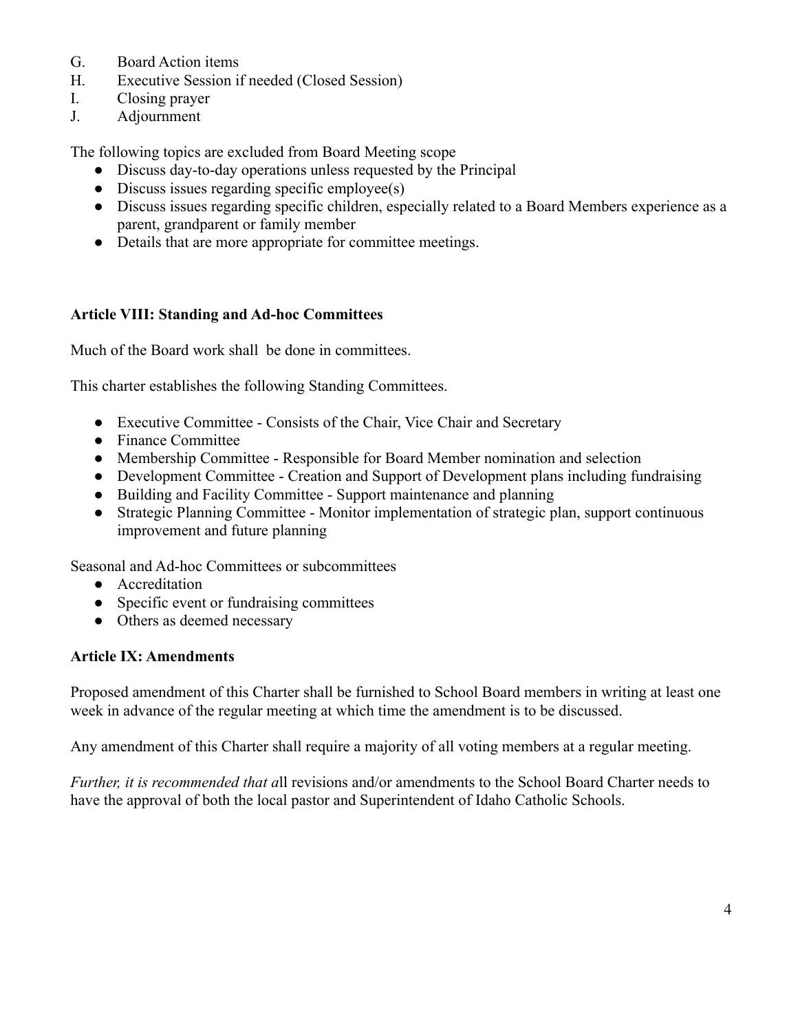G. Board Action items
H. Executive Session if needed (Closed Session)
I. Closing prayer
J. Adjournment

The following topics are excluded from Board Meeting scope

- Discuss day-to-day operations unless requested by the Principal
- Discuss issues regarding specific employee(s)
- Discuss issues regarding specific children, especially related to a Board Members experience as a parent, grandparent or family member
- Details that are more appropriate for committee meetings.

**Article VIII: Standing and Ad-hoc Committees**

Much of the Board work shall be done in committees.

This charter establishes the following Standing Committees.

- Executive Committee - Consists of the Chair, Vice Chair and Secretary
- Finance Committee
- Membership Committee - Responsible for Board Member nomination and selection
- Development Committee - Creation and Support of Development plans including fundraising
- Building and Facility Committee - Support maintenance and planning
- Strategic Planning Committee - Monitor implementation of strategic plan, support continuous improvement and future planning

Seasonal and Ad-hoc Committees or subcommittees

- Accreditation
- Specific event or fundraising committees
- Others as deemed necessary

**Article IX: Amendments**

Proposed amendment of this Charter shall be furnished to School Board members in writing at least one week in advance of the regular meeting at which time the amendment is to be discussed.

Any amendment of this Charter shall require a majority of all voting members at a regular meeting.

*Further, it is recommended that a*ll revisions and/or amendments to the School Board Charter needs to have the approval of both the local pastor and Superintendent of Idaho Catholic Schools.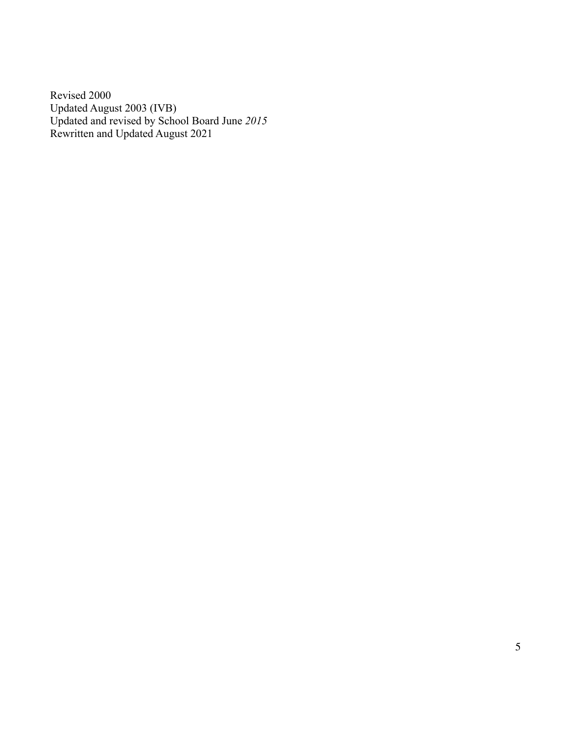Revised 2000
Updated August 2003 (IVB)
Updated and revised by School Board June *2015*
Rewritten and Updated August 2021